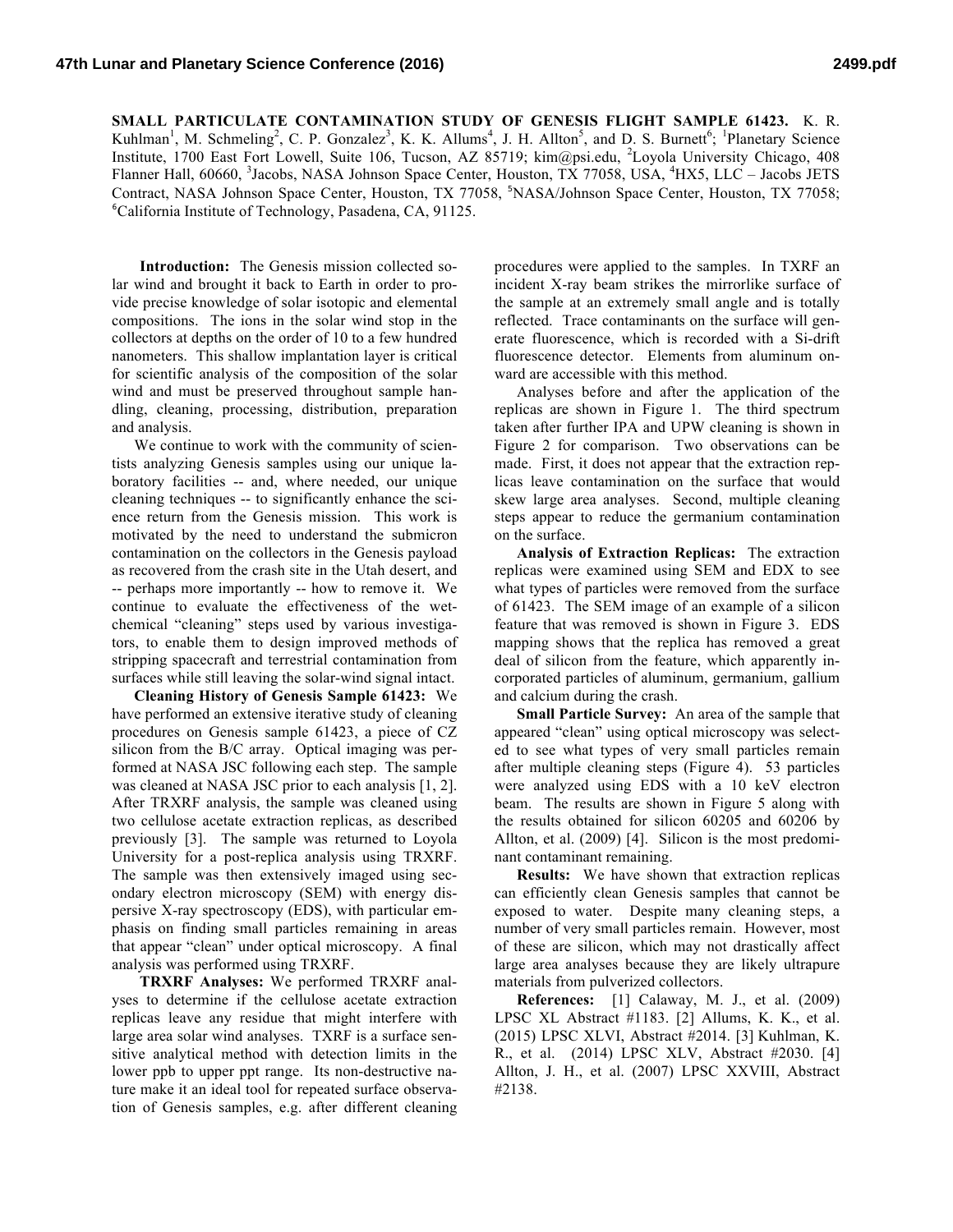# SMALL PARTICULATE CONTAMINATION STUDY OF GENESIS FLIGHT SAMPLE 61423.

K. R. Kuhlman[1], M. Schmeling[2], C. P. Gonzalez[3], K. K. Allums[4], J. H. Allton[5], and D. S. Burnett[6]; [1]Planetary Science Institute, 1700 East Fort Lowell, Suite 106, Tucson, AZ 85719; kim@psi.edu, [2]Loyola University Chicago, 408 Flanner Hall, 60660, [3]Jacobs, NASA Johnson Space Center, Houston, TX 77058, USA, [4]HX5, LLC – Jacobs JETS Contract, NASA Johnson Space Center, Houston, TX 77058, [5]NASA/Johnson Space Center, Houston, TX 77058; [6]California Institute of Technology, Pasadena, CA, 91125.

**Introduction:** The Genesis mission collected solar wind and brought it back to Earth in order to provide precise knowledge of solar isotopic and elemental compositions. The ions in the solar wind stop in the collectors at depths on the order of 10 to a few hundred nanometers. This shallow implantation layer is critical for scientific analysis of the composition of the solar wind and must be preserved throughout sample handling, cleaning, processing, distribution, preparation and analysis.

We continue to work with the community of scientists analyzing Genesis samples using our unique laboratory facilities -- and, where needed, our unique cleaning techniques -- to significantly enhance the science return from the Genesis mission. This work is motivated by the need to understand the submicron contamination on the collectors in the Genesis payload as recovered from the crash site in the Utah desert, and -- perhaps more importantly -- how to remove it. We continue to evaluate the effectiveness of the wet-chemical "cleaning" steps used by various investigators, to enable them to design improved methods of stripping spacecraft and terrestrial contamination from surfaces while still leaving the solar-wind signal intact.

**Cleaning History of Genesis Sample 61423:** We have performed an extensive iterative study of cleaning procedures on Genesis sample 61423, a piece of CZ silicon from the B/C array. Optical imaging was performed at NASA JSC following each step. The sample was cleaned at NASA JSC prior to each analysis [1, 2]. After TRXRF analysis, the sample was cleaned using two cellulose acetate extraction replicas, as described previously [3]. The sample was returned to Loyola University for a post-replica analysis using TRXRF. The sample was then extensively imaged using secondary electron microscopy (SEM) with energy dispersive X-ray spectroscopy (EDS), with particular emphasis on finding small particles remaining in areas that appear "clean" under optical microscopy. A final analysis was performed using TRXRF.

**TRXRF Analyses:** We performed TRXRF analyses to determine if the cellulose acetate extraction replicas leave any residue that might interfere with large area solar wind analyses. TXRF is a surface sensitive analytical method with detection limits in the lower ppb to upper ppt range. Its non-destructive nature make it an ideal tool for repeated surface observation of Genesis samples, e.g. after different cleaning procedures were applied to the samples. In TXRF an incident X-ray beam strikes the mirrorlike surface of the sample at an extremely small angle and is totally reflected. Trace contaminants on the surface will generate fluorescence, which is recorded with a Si-drift fluorescence detector. Elements from aluminum onward are accessible with this method.

Analyses before and after the application of the replicas are shown in Figure 1. The third spectrum taken after further IPA and UPW cleaning is shown in Figure 2 for comparison. Two observations can be made. First, it does not appear that the extraction replicas leave contamination on the surface that would skew large area analyses. Second, multiple cleaning steps appear to reduce the germanium contamination on the surface.

**Analysis of Extraction Replicas:** The extraction replicas were examined using SEM and EDX to see what types of particles were removed from the surface of 61423. The SEM image of an example of a silicon feature that was removed is shown in Figure 3. EDS mapping shows that the replica has removed a great deal of silicon from the feature, which apparently incorporated particles of aluminum, germanium, gallium and calcium during the crash.

**Small Particle Survey:** An area of the sample that appeared "clean" using optical microscopy was selected to see what types of very small particles remain after multiple cleaning steps (Figure 4). 53 particles were analyzed using EDS with a 10 keV electron beam. The results are shown in Figure 5 along with the results obtained for silicon 60205 and 60206 by Allton, et al. (2009) [4]. Silicon is the most predominant contaminant remaining.

**Results:** We have shown that extraction replicas can efficiently clean Genesis samples that cannot be exposed to water. Despite many cleaning steps, a number of very small particles remain. However, most of these are silicon, which may not drastically affect large area analyses because they are likely ultrapure materials from pulverized collectors.

**References:** [1] Calaway, M. J., et al. (2009) LPSC XL Abstract #1183. [2] Allums, K. K., et al. (2015) LPSC XLVI, Abstract #2014. [3] Kuhlman, K. R., et al. (2014) LPSC XLV, Abstract #2030. [4] Allton, J. H., et al. (2007) LPSC XXVIII, Abstract #2138.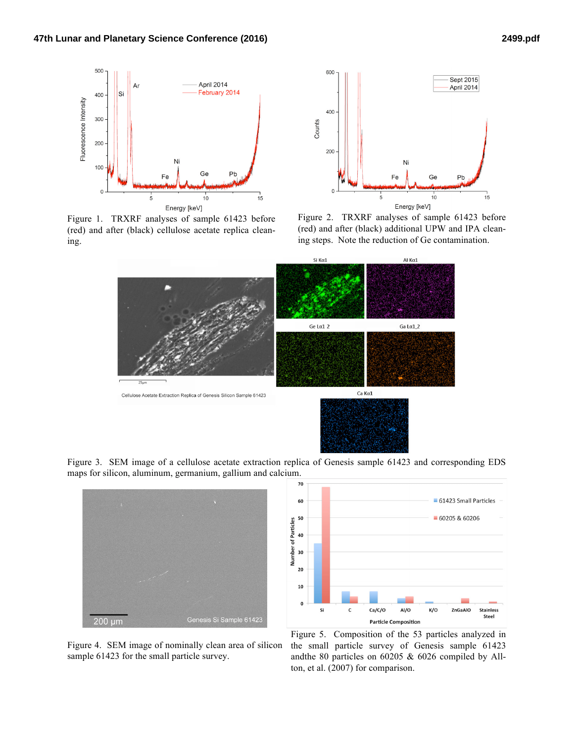Fluorescence Intensity

500
400
300
200
100
0

Si
Ar
Ni
Fe
Ge
Pb

April 2014
February 2014

5
10
15

Energy [keV]

Figure 1. TRXRF analyses of sample 61423 before (red) and after (black) cellulose acetate replica cleaning.

Counts

600
400
200
0

Sept 2015
April 2014

Ni
Fe
Ge
Pb

5
10
15

Energy [keV]

Figure 2. TRXRF analyses of sample 61423 before (red) and after (black) additional UPW and IPA cleaning steps. Note the reduction of Ge contamination.

25μm

Cellulose Acetate Extraction Replica of Genesis Silicon Sample 61423

Si Kα1

Al Kα1

Ge Lα1_2

Ga Lα1_2

Ca Kα1

Figure 3. SEM image of a cellulose acetate extraction replica of Genesis sample 61423 and corresponding EDS maps for silicon, aluminum, germanium, gallium and calcium.

200 μm

Genesis Si Sample 61423

Figure 4. SEM image of nominally clean area of silicon sample 61423 for the small particle survey.

Number of Particles

70
60
50
40
30
20
10
0

61423 Small Particles
60205 & 60206

Si
C
Ca/C/O
Al/O
K/O
ZnGaAlO
Stainless Steel

Particle Composition

Figure 5. Composition of the 53 particles analyzed in the small particle survey of Genesis sample 61423 andthe 80 particles on 60205 & 6026 compiled by Allton, et al. (2007) for comparison.